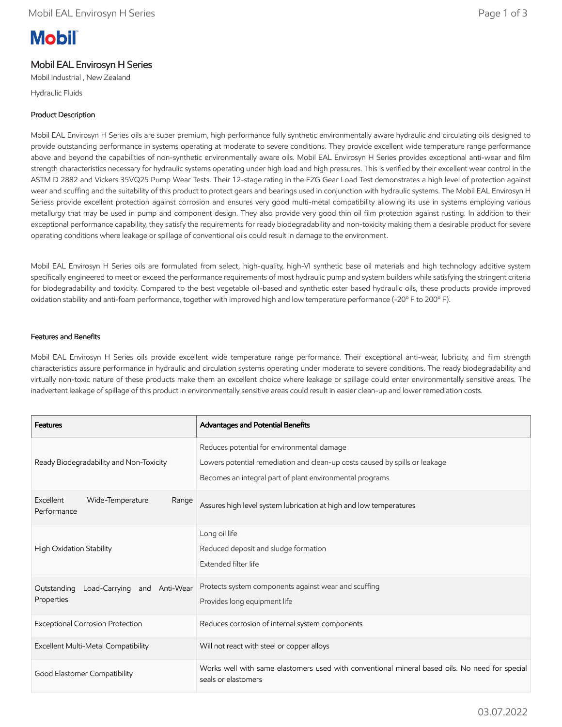# Mobil EAL Envirosyn H Series

Mobil Industrial , New Zealand

Hydraulic Fluids

## Product Description

Mobil EAL Envirosyn H Series oils are super premium, high performance fully synthetic environmentally aware hydraulic and circulating oils designed to provide outstanding performance in systems operating at moderate to severe conditions. They provide excellent wide temperature range performance above and beyond the capabilities of non-synthetic environmentally aware oils. Mobil EAL Envirosyn H Series provides exceptional anti-wear and film strength characteristics necessary for hydraulic systems operating under high load and high pressures. This is verified by their excellent wear control in the ASTM D 2882 and Vickers 35VQ25 Pump Wear Tests. Their 12-stage rating in the FZG Gear Load Test demonstrates a high level of protection against wear and scuffing and the suitability of this product to protect gears and bearings used in conjunction with hydraulic systems. The Mobil EAL Envirosyn H Seriess provide excellent protection against corrosion and ensures very good multi-metal compatibility allowing its use in systems employing various metallurgy that may be used in pump and component design. They also provide very good thin oil film protection against rusting. In addition to their exceptional performance capability, they satisfy the requirements for ready biodegradability and non-toxicity making them a desirable product for severe operating conditions where leakage or spillage of conventional oils could result in damage to the environment.

Mobil EAL Envirosyn H Series oils are formulated from select, high-quality, high-VI synthetic base oil materials and high technology additive system specifically engineered to meet or exceed the performance requirements of most hydraulic pump and system builders while satisfying the stringent criteria for biodegradability and toxicity. Compared to the best vegetable oil-based and synthetic ester based hydraulic oils, these products provide improved oxidation stability and anti-foam performance, together with improved high and low temperature performance (-20° F to 200° F).

## Features and Benefits

Mobil EAL Envirosyn H Series oils provide excellent wide temperature range performance. Their exceptional anti-wear, lubricity, and film strength characteristics assure performance in hydraulic and circulation systems operating under moderate to severe conditions. The ready biodegradability and virtually non-toxic nature of these products make them an excellent choice where leakage or spillage could enter environmentally sensitive areas. The inadvertent leakage of spillage of this product in environmentally sensitive areas could result in easier clean-up and lower remediation costs.

| Features | Advantages and Potential Benefits |
|---|---|
| Ready Biodegradability and Non-Toxicity | Reduces potential for environmental damage<br>Lowers potential remediation and clean-up costs caused by spills or leakage<br>Becomes an integral part of plant environmental programs |
| Excellent Wide-Temperature Range Performance | Assures high level system lubrication at high and low temperatures |
| High Oxidation Stability | Long oil life<br>Reduced deposit and sludge formation<br>Extended filter life |
| Outstanding Load-Carrying and Anti-Wear Properties | Protects system components against wear and scuffing<br>Provides long equipment life |
| Exceptional Corrosion Protection | Reduces corrosion of internal system components |
| Excellent Multi-Metal Compatibility | Will not react with steel or copper alloys |
| Good Elastomer Compatibility | Works well with same elastomers used with conventional mineral based oils. No need for special seals or elastomers |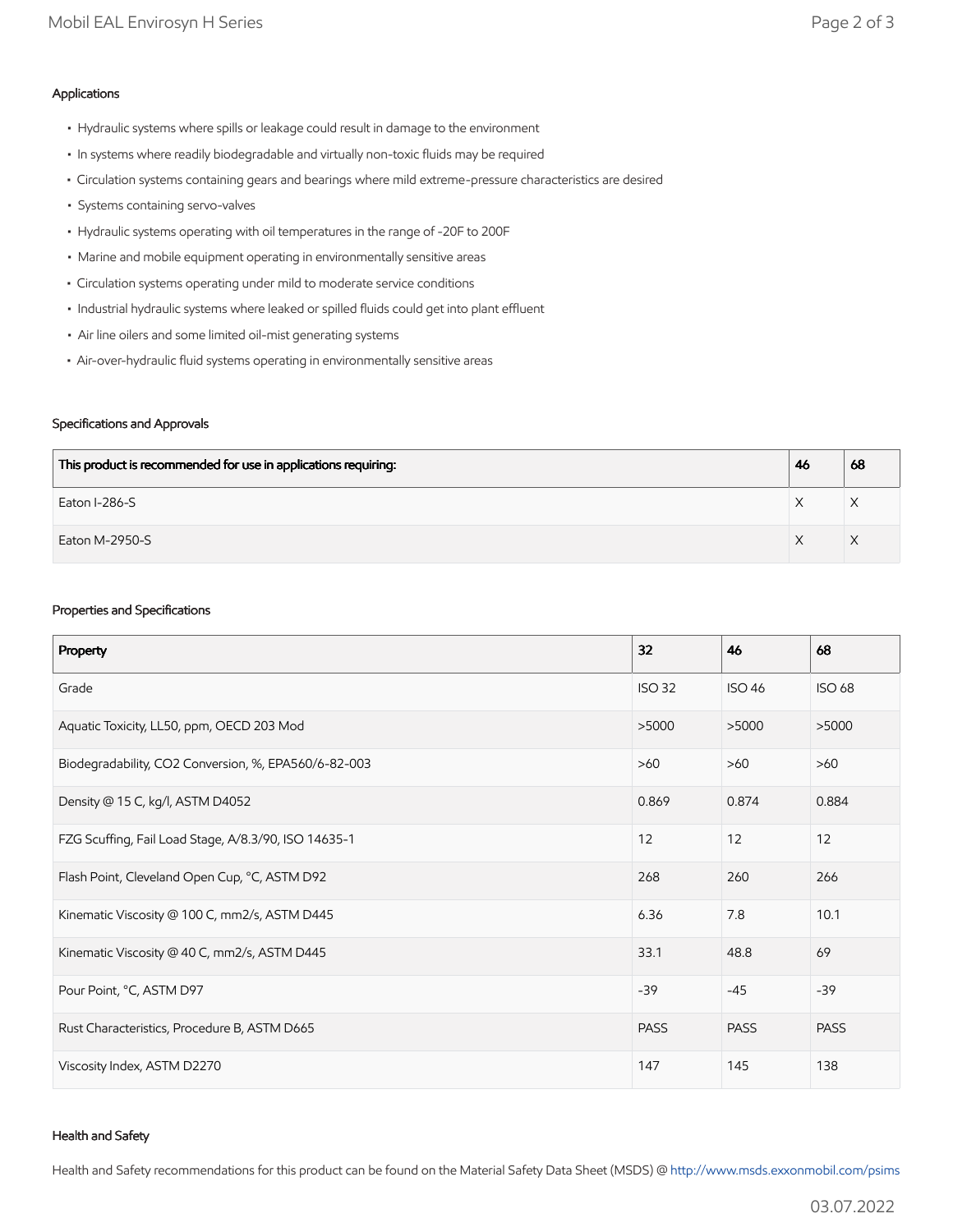### Applications

- Hydraulic systems where spills or leakage could result in damage to the environment
- In systems where readily biodegradable and virtually non-toxic fluids may be required
- Circulation systems containing gears and bearings where mild extreme-pressure characteristics are desired
- Systems containing servo-valves
- Hydraulic systems operating with oil temperatures in the range of -20F to 200F
- Marine and mobile equipment operating in environmentally sensitive areas
- Circulation systems operating under mild to moderate service conditions
- Industrial hydraulic systems where leaked or spilled fluids could get into plant effluent
- Air line oilers and some limited oil-mist generating systems
- Air-over-hydraulic fluid systems operating in environmentally sensitive areas

### Specifications and Approvals

| This product is recommended for use in applications requiring: | 46 | 68 |
|---|---|---|
| Eaton I-286-S | X | X |
| Eaton M-2950-S | X | X |

### Properties and Specifications

| Property | 32 | 46 | 68 |
|---|---|---|---|
| Grade | ISO 32 | ISO 46 | ISO 68 |
| Aquatic Toxicity, LL50, ppm, OECD 203 Mod | >5000 | >5000 | >5000 |
| Biodegradability, CO2 Conversion, %, EPA560/6-82-003 | >60 | >60 | >60 |
| Density @ 15 C, kg/l, ASTM D4052 | 0.869 | 0.874 | 0.884 |
| FZG Scuffing, Fail Load Stage, A/8.3/90, ISO 14635-1 | 12 | 12 | 12 |
| Flash Point, Cleveland Open Cup, °C, ASTM D92 | 268 | 260 | 266 |
| Kinematic Viscosity @ 100 C, mm2/s, ASTM D445 | 6.36 | 7.8 | 10.1 |
| Kinematic Viscosity @ 40 C, mm2/s, ASTM D445 | 33.1 | 48.8 | 69 |
| Pour Point, °C, ASTM D97 | -39 | -45 | -39 |
| Rust Characteristics, Procedure B, ASTM D665 | PASS | PASS | PASS |
| Viscosity Index, ASTM D2270 | 147 | 145 | 138 |

### Health and Safety

Health and Safety recommendations for this product can be found on the Material Safety Data Sheet (MSDS) @ http://www.msds.exxonmobil.com/psims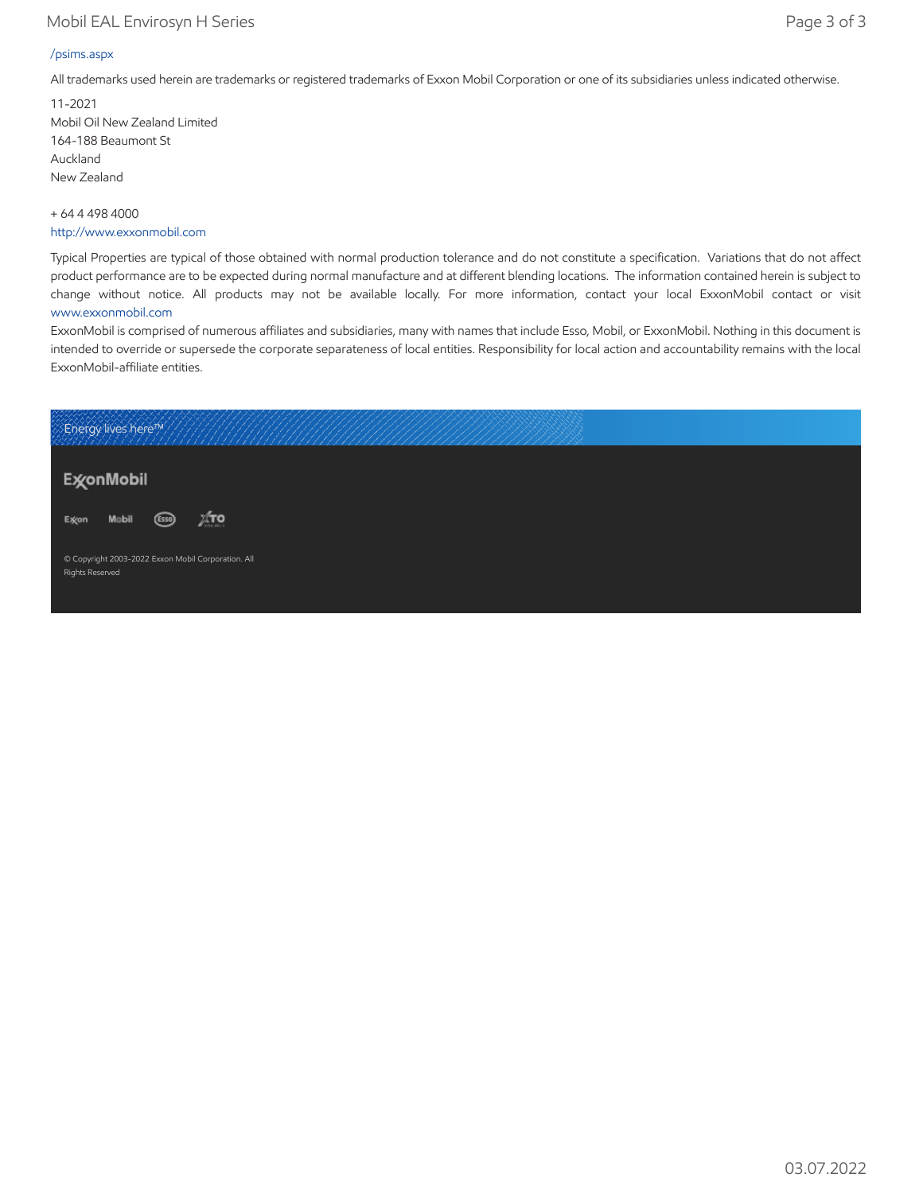/psims.aspx

All trademarks used herein are trademarks or registered trademarks of Exxon Mobil Corporation or one of its subsidiaries unless indicated otherwise.

11-2021
Mobil Oil New Zealand Limited
164-188 Beaumont St
Auckland
New Zealand

+ 64 4 498 4000
http://www.exxonmobil.com

Typical Properties are typical of those obtained with normal production tolerance and do not constitute a specification. Variations that do not affect product performance are to be expected during normal manufacture and at different blending locations. The information contained herein is subject to change without notice. All products may not be available locally. For more information, contact your local ExxonMobil contact or visit www.exxonmobil.com

ExxonMobil is comprised of numerous affiliates and subsidiaries, many with names that include Esso, Mobil, or ExxonMobil. Nothing in this document is intended to override or supersede the corporate separateness of local entities. Responsibility for local action and accountability remains with the local ExxonMobil-affiliate entities.

Energy lives here™

ExxonMobil

Exxon Mobil Esso XTO

© Copyright 2003-2022 Exxon Mobil Corporation. All Rights Reserved